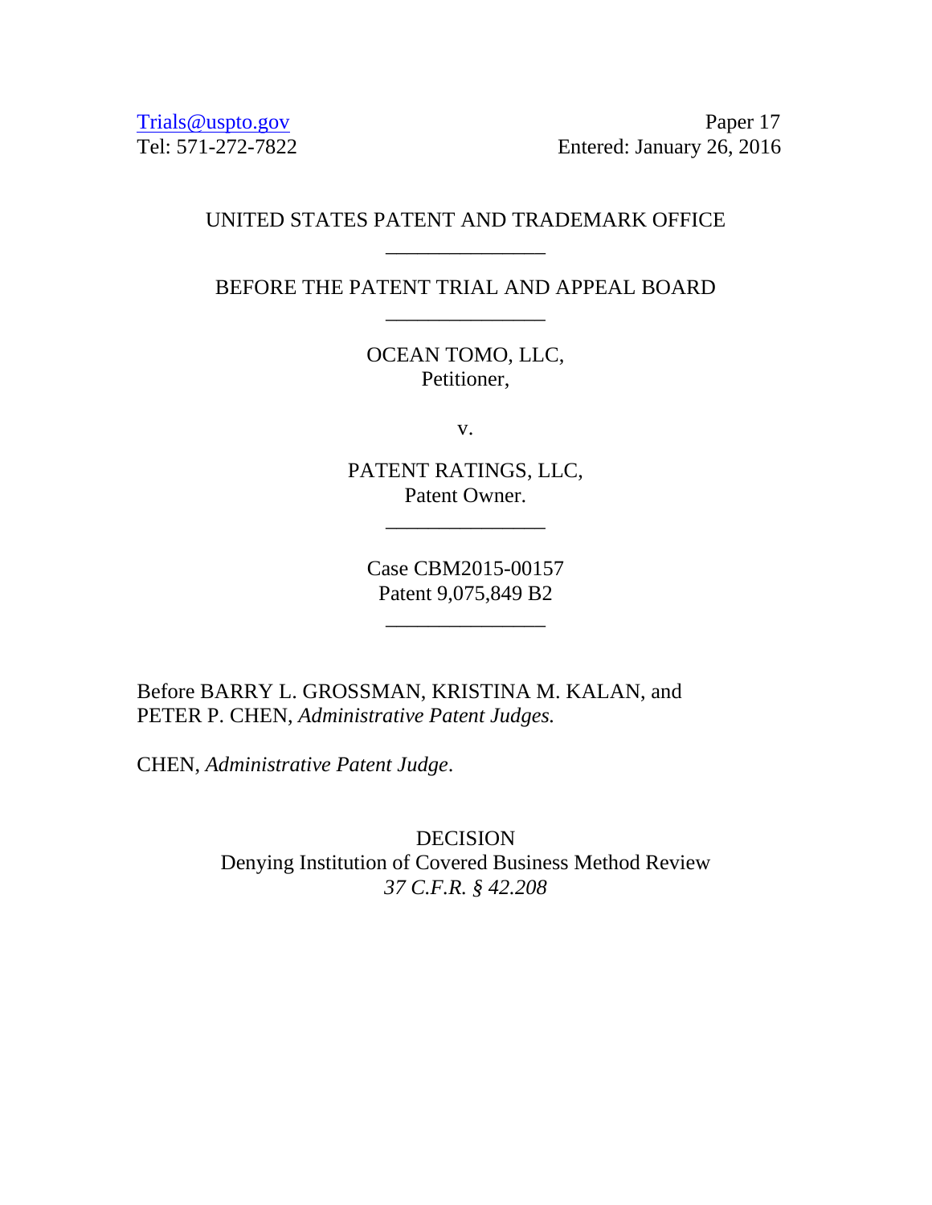Trials@uspto.gov
Tel: 571-272-7822

Paper 17
Entered: January 26, 2016

UNITED STATES PATENT AND TRADEMARK OFFICE

---

BEFORE THE PATENT TRIAL AND APPEAL BOARD

---

OCEAN TOMO, LLC,
Petitioner,

v.

PATENT RATINGS, LLC,
Patent Owner.

---

Case CBM2015-00157
Patent 9,075,849 B2

---

Before BARRY L. GROSSMAN, KRISTINA M. KALAN, and PETER P. CHEN, *Administrative Patent Judges.*

CHEN, *Administrative Patent Judge*.

DECISION
Denying Institution of Covered Business Method Review
*37 C.F.R. § 42.208*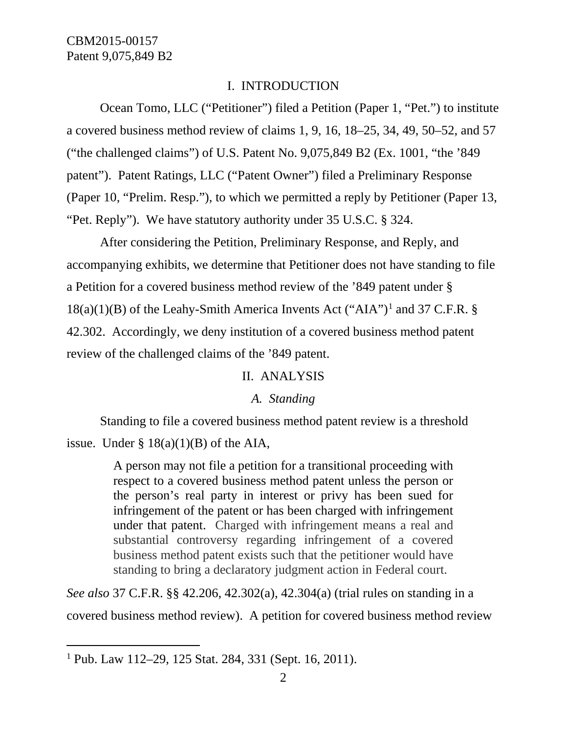## I. INTRODUCTION

Ocean Tomo, LLC ("Petitioner") filed a Petition (Paper 1, "Pet.") to institute a covered business method review of claims 1, 9, 16, 18–25, 34, 49, 50–52, and 57 ("the challenged claims") of U.S. Patent No. 9,075,849 B2 (Ex. 1001, "the '849 patent"). Patent Ratings, LLC ("Patent Owner") filed a Preliminary Response (Paper 10, "Prelim. Resp."), to which we permitted a reply by Petitioner (Paper 13, "Pet. Reply"). We have statutory authority under 35 U.S.C. § 324.

After considering the Petition, Preliminary Response, and Reply, and accompanying exhibits, we determine that Petitioner does not have standing to file a Petition for a covered business method review of the '849 patent under § 18(a)(1)(B) of the Leahy-Smith America Invents Act ("AIA")[1] and 37 C.F.R. § 42.302. Accordingly, we deny institution of a covered business method patent review of the challenged claims of the '849 patent.

## II. ANALYSIS

### *A. Standing*

Standing to file a covered business method patent review is a threshold issue. Under § 18(a)(1)(B) of the AIA,

> A person may not file a petition for a transitional proceeding with respect to a covered business method patent unless the person or the person's real party in interest or privy has been sued for infringement of the patent or has been charged with infringement under that patent. Charged with infringement means a real and substantial controversy regarding infringement of a covered business method patent exists such that the petitioner would have standing to bring a declaratory judgment action in Federal court.

*See also* 37 C.F.R. §§ 42.206, 42.302(a), 42.304(a) (trial rules on standing in a covered business method review). A petition for covered business method review

[1] Pub. Law 112–29, 125 Stat. 284, 331 (Sept. 16, 2011).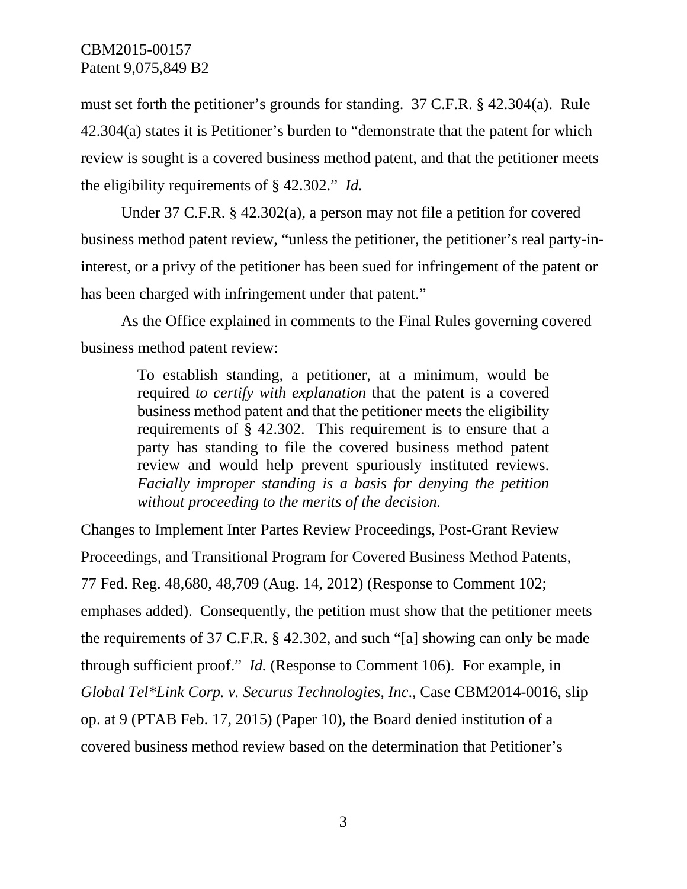must set forth the petitioner's grounds for standing. 37 C.F.R. § 42.304(a). Rule 42.304(a) states it is Petitioner's burden to "demonstrate that the patent for which review is sought is a covered business method patent, and that the petitioner meets the eligibility requirements of § 42.302." *Id.*

Under 37 C.F.R. § 42.302(a), a person may not file a petition for covered business method patent review, "unless the petitioner, the petitioner's real party-in-interest, or a privy of the petitioner has been sued for infringement of the patent or has been charged with infringement under that patent."

As the Office explained in comments to the Final Rules governing covered business method patent review:

> To establish standing, a petitioner, at a minimum, would be required *to certify with explanation* that the patent is a covered business method patent and that the petitioner meets the eligibility requirements of § 42.302. This requirement is to ensure that a party has standing to file the covered business method patent review and would help prevent spuriously instituted reviews. *Facially improper standing is a basis for denying the petition without proceeding to the merits of the decision.*

Changes to Implement Inter Partes Review Proceedings, Post-Grant Review Proceedings, and Transitional Program for Covered Business Method Patents, 77 Fed. Reg. 48,680, 48,709 (Aug. 14, 2012) (Response to Comment 102; emphases added). Consequently, the petition must show that the petitioner meets the requirements of 37 C.F.R. § 42.302, and such "[a] showing can only be made through sufficient proof." *Id.* (Response to Comment 106). For example, in *Global Tel*Link Corp. v. Securus Technologies, Inc*., Case CBM2014-0016, slip op. at 9 (PTAB Feb. 17, 2015) (Paper 10), the Board denied institution of a covered business method review based on the determination that Petitioner's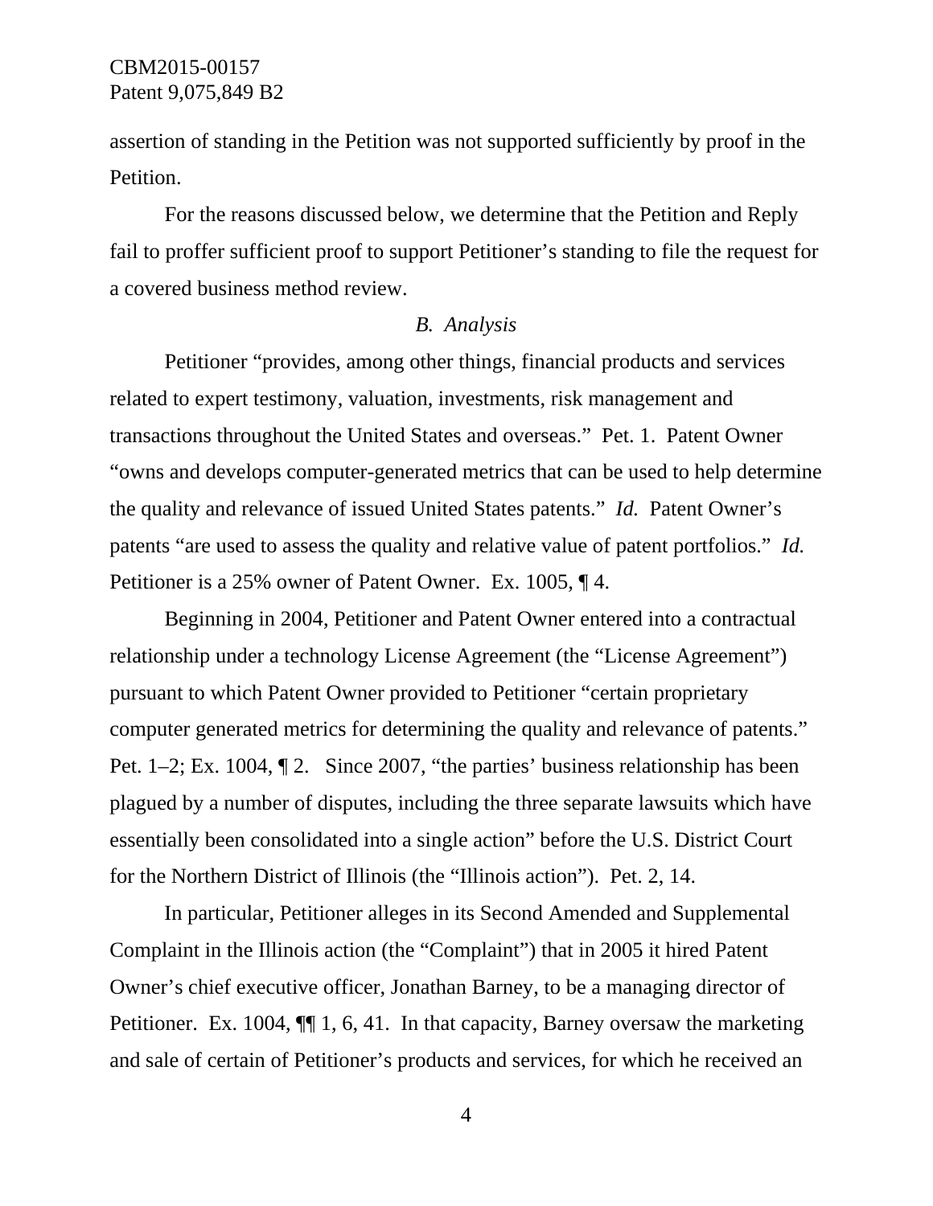assertion of standing in the Petition was not supported sufficiently by proof in the Petition.

For the reasons discussed below, we determine that the Petition and Reply fail to proffer sufficient proof to support Petitioner's standing to file the request for a covered business method review.

### *B. Analysis*

Petitioner "provides, among other things, financial products and services related to expert testimony, valuation, investments, risk management and transactions throughout the United States and overseas." Pet. 1. Patent Owner "owns and develops computer-generated metrics that can be used to help determine the quality and relevance of issued United States patents." *Id.* Patent Owner's patents "are used to assess the quality and relative value of patent portfolios." *Id.* Petitioner is a 25% owner of Patent Owner. Ex. 1005, ¶ 4.

Beginning in 2004, Petitioner and Patent Owner entered into a contractual relationship under a technology License Agreement (the "License Agreement") pursuant to which Patent Owner provided to Petitioner "certain proprietary computer generated metrics for determining the quality and relevance of patents." Pet. 1–2; Ex. 1004, ¶ 2. Since 2007, "the parties' business relationship has been plagued by a number of disputes, including the three separate lawsuits which have essentially been consolidated into a single action" before the U.S. District Court for the Northern District of Illinois (the "Illinois action"). Pet. 2, 14.

In particular, Petitioner alleges in its Second Amended and Supplemental Complaint in the Illinois action (the "Complaint") that in 2005 it hired Patent Owner's chief executive officer, Jonathan Barney, to be a managing director of Petitioner. Ex. 1004, ¶¶ 1, 6, 41. In that capacity, Barney oversaw the marketing and sale of certain of Petitioner's products and services, for which he received an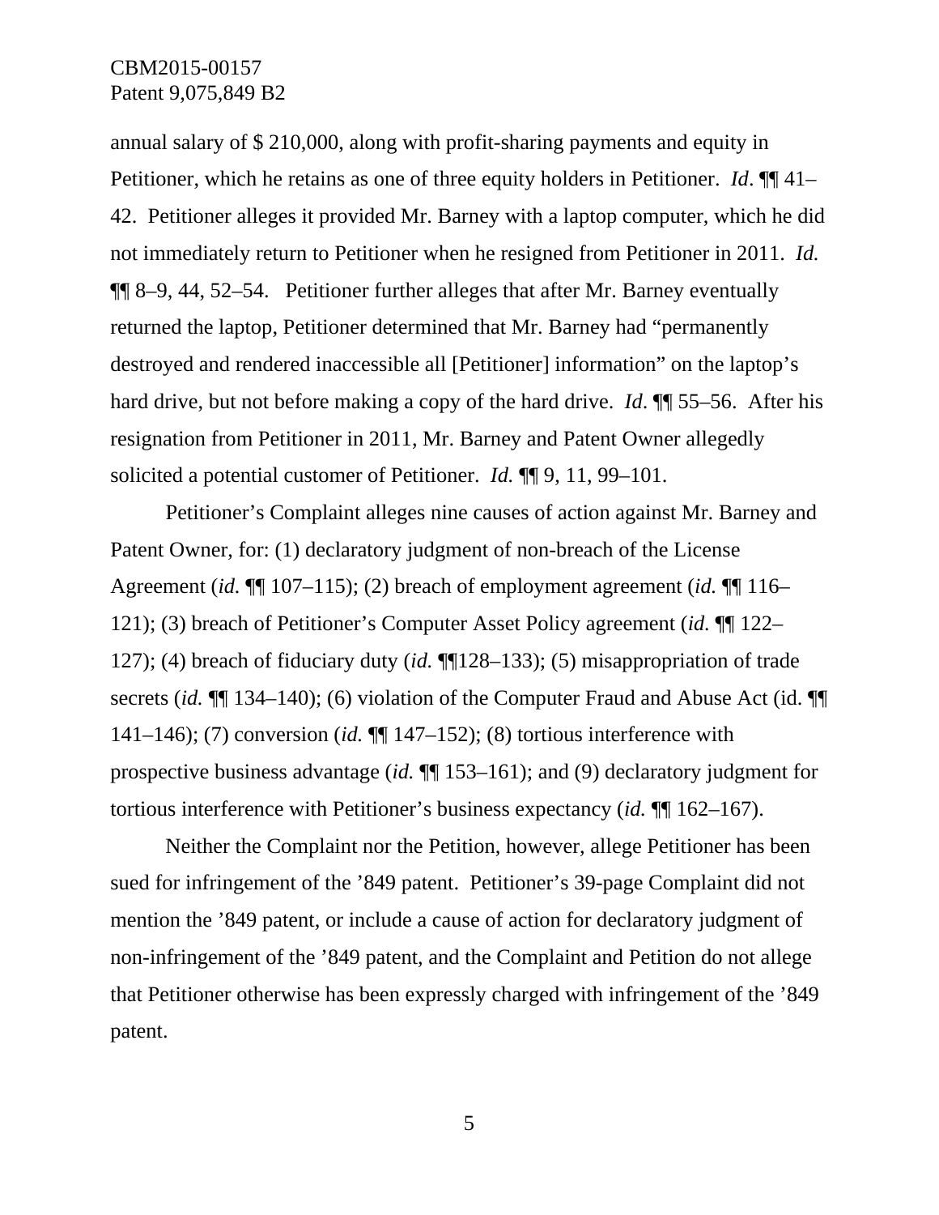annual salary of $ 210,000, along with profit-sharing payments and equity in Petitioner, which he retains as one of three equity holders in Petitioner. *Id*. ¶¶ 41–42. Petitioner alleges it provided Mr. Barney with a laptop computer, which he did not immediately return to Petitioner when he resigned from Petitioner in 2011. *Id.* ¶¶ 8–9, 44, 52–54. Petitioner further alleges that after Mr. Barney eventually returned the laptop, Petitioner determined that Mr. Barney had "permanently destroyed and rendered inaccessible all [Petitioner] information" on the laptop's hard drive, but not before making a copy of the hard drive. *Id*. ¶¶ 55–56. After his resignation from Petitioner in 2011, Mr. Barney and Patent Owner allegedly solicited a potential customer of Petitioner. *Id.* ¶¶ 9, 11, 99–101.

Petitioner's Complaint alleges nine causes of action against Mr. Barney and Patent Owner, for: (1) declaratory judgment of non-breach of the License Agreement (*id.* ¶¶ 107–115); (2) breach of employment agreement (*id.* ¶¶ 116–121); (3) breach of Petitioner's Computer Asset Policy agreement (*id.* ¶¶ 122–127); (4) breach of fiduciary duty (*id.* ¶¶128–133); (5) misappropriation of trade secrets (*id.* ¶¶ 134–140); (6) violation of the Computer Fraud and Abuse Act (id. ¶¶ 141–146); (7) conversion (*id.* ¶¶ 147–152); (8) tortious interference with prospective business advantage (*id.* ¶¶ 153–161); and (9) declaratory judgment for tortious interference with Petitioner's business expectancy (*id.* ¶¶ 162–167).

Neither the Complaint nor the Petition, however, allege Petitioner has been sued for infringement of the '849 patent. Petitioner's 39-page Complaint did not mention the '849 patent, or include a cause of action for declaratory judgment of non-infringement of the '849 patent, and the Complaint and Petition do not allege that Petitioner otherwise has been expressly charged with infringement of the '849 patent.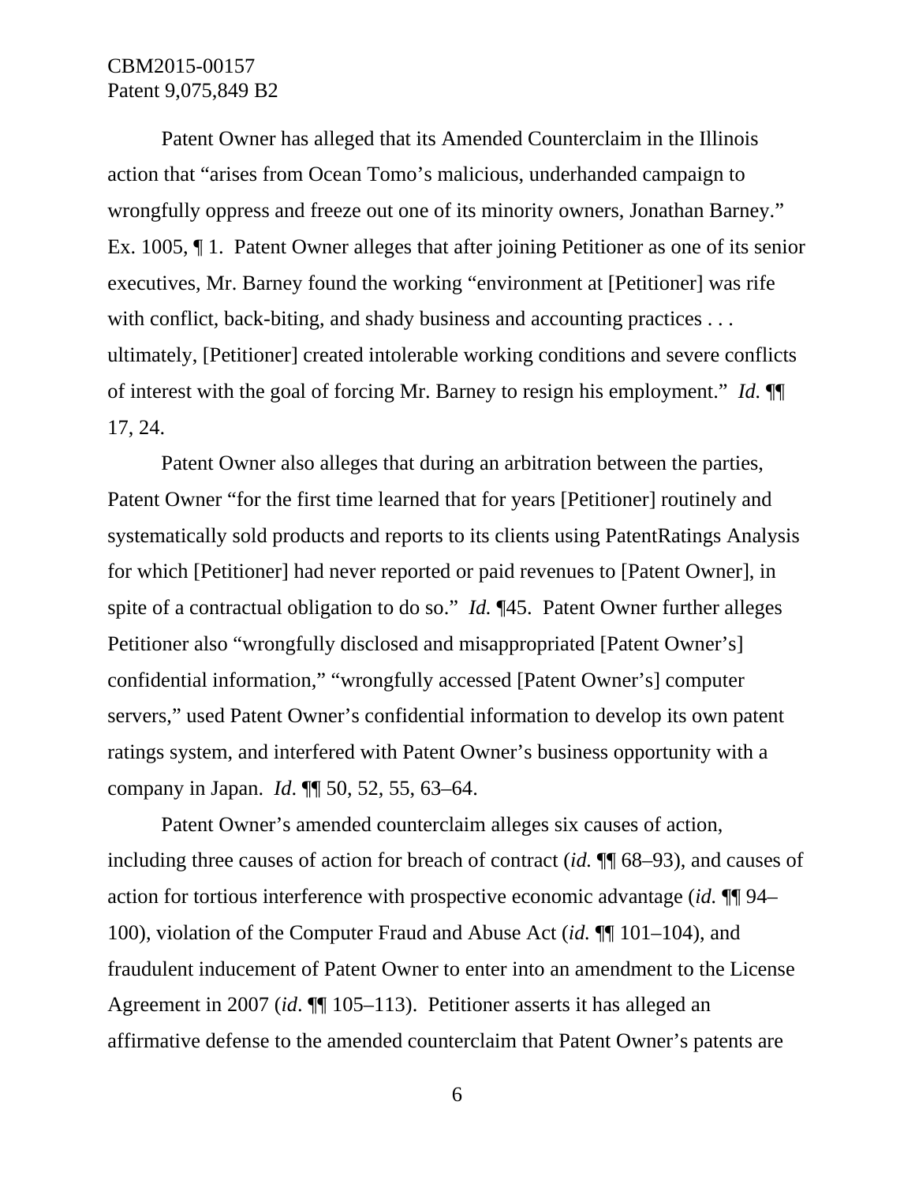Patent Owner has alleged that its Amended Counterclaim in the Illinois action that "arises from Ocean Tomo's malicious, underhanded campaign to wrongfully oppress and freeze out one of its minority owners, Jonathan Barney." Ex. 1005, ¶ 1. Patent Owner alleges that after joining Petitioner as one of its senior executives, Mr. Barney found the working "environment at [Petitioner] was rife with conflict, back-biting, and shady business and accounting practices . . . ultimately, [Petitioner] created intolerable working conditions and severe conflicts of interest with the goal of forcing Mr. Barney to resign his employment." *Id.* ¶¶ 17, 24.

Patent Owner also alleges that during an arbitration between the parties, Patent Owner "for the first time learned that for years [Petitioner] routinely and systematically sold products and reports to its clients using PatentRatings Analysis for which [Petitioner] had never reported or paid revenues to [Patent Owner], in spite of a contractual obligation to do so." *Id.* ¶45. Patent Owner further alleges Petitioner also "wrongfully disclosed and misappropriated [Patent Owner's] confidential information," "wrongfully accessed [Patent Owner's] computer servers," used Patent Owner's confidential information to develop its own patent ratings system, and interfered with Patent Owner's business opportunity with a company in Japan. *Id*. ¶¶ 50, 52, 55, 63–64.

Patent Owner's amended counterclaim alleges six causes of action, including three causes of action for breach of contract (*id.* ¶¶ 68–93), and causes of action for tortious interference with prospective economic advantage (*id.* ¶¶ 94–100), violation of the Computer Fraud and Abuse Act (*id.* ¶¶ 101–104), and fraudulent inducement of Patent Owner to enter into an amendment to the License Agreement in 2007 (*id*. ¶¶ 105–113). Petitioner asserts it has alleged an affirmative defense to the amended counterclaim that Patent Owner's patents are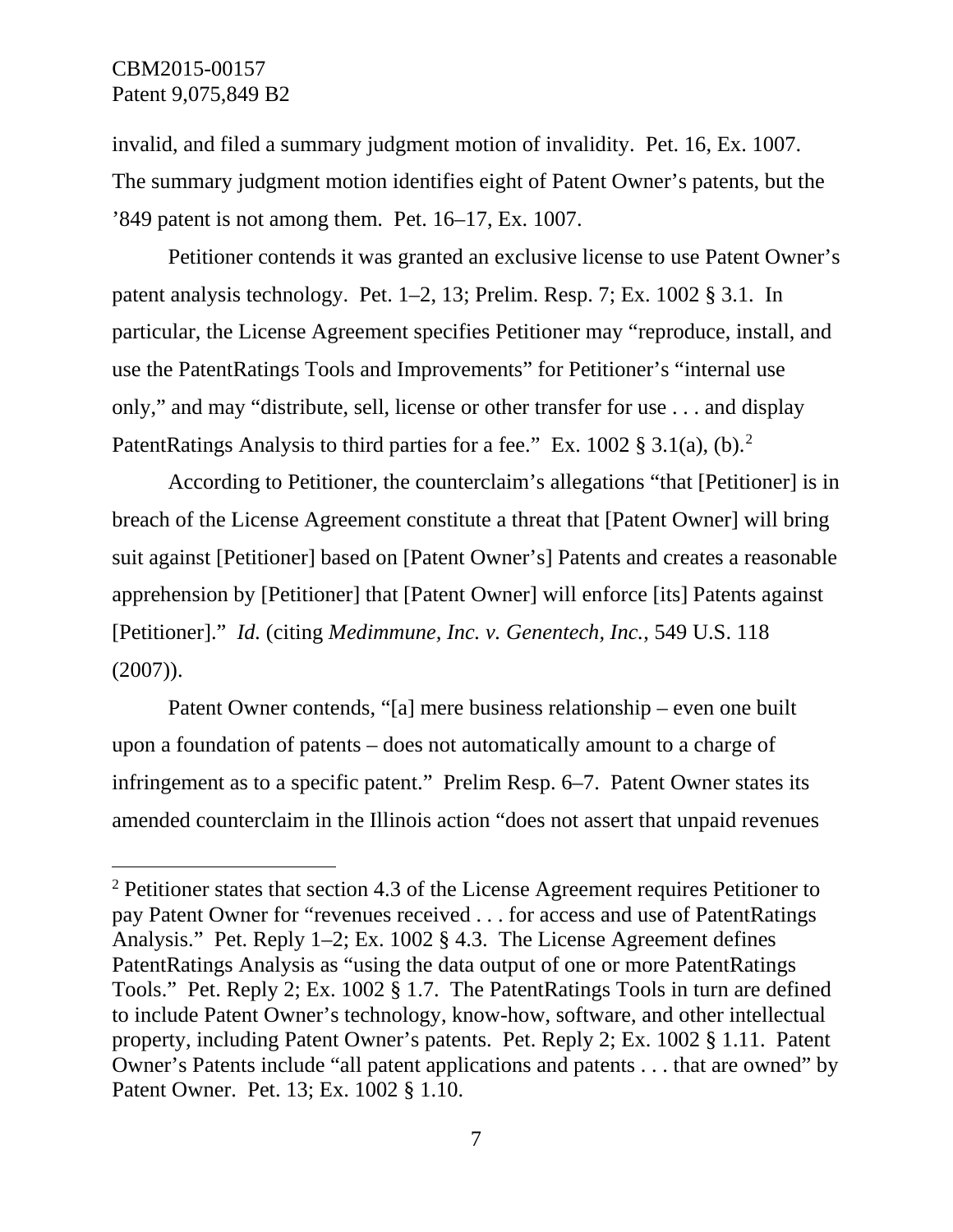invalid, and filed a summary judgment motion of invalidity. Pet. 16, Ex. 1007. The summary judgment motion identifies eight of Patent Owner's patents, but the '849 patent is not among them. Pet. 16–17, Ex. 1007.

Petitioner contends it was granted an exclusive license to use Patent Owner's patent analysis technology. Pet. 1–2, 13; Prelim. Resp. 7; Ex. 1002 § 3.1. In particular, the License Agreement specifies Petitioner may "reproduce, install, and use the PatentRatings Tools and Improvements" for Petitioner's "internal use only," and may "distribute, sell, license or other transfer for use . . . and display PatentRatings Analysis to third parties for a fee." Ex. 1002 § 3.1(a), (b).[2]

According to Petitioner, the counterclaim's allegations "that [Petitioner] is in breach of the License Agreement constitute a threat that [Patent Owner] will bring suit against [Petitioner] based on [Patent Owner's] Patents and creates a reasonable apprehension by [Petitioner] that [Patent Owner] will enforce [its] Patents against [Petitioner]." *Id.* (citing *Medimmune, Inc. v. Genentech, Inc.*, 549 U.S. 118 (2007)).

Patent Owner contends, "[a] mere business relationship – even one built upon a foundation of patents – does not automatically amount to a charge of infringement as to a specific patent." Prelim Resp. 6–7. Patent Owner states its amended counterclaim in the Illinois action "does not assert that unpaid revenues

---

[2] Petitioner states that section 4.3 of the License Agreement requires Petitioner to pay Patent Owner for "revenues received . . . for access and use of PatentRatings Analysis." Pet. Reply 1–2; Ex. 1002 § 4.3. The License Agreement defines PatentRatings Analysis as "using the data output of one or more PatentRatings Tools." Pet. Reply 2; Ex. 1002 § 1.7. The PatentRatings Tools in turn are defined to include Patent Owner's technology, know-how, software, and other intellectual property, including Patent Owner's patents. Pet. Reply 2; Ex. 1002 § 1.11. Patent Owner's Patents include "all patent applications and patents . . . that are owned" by Patent Owner. Pet. 13; Ex. 1002 § 1.10.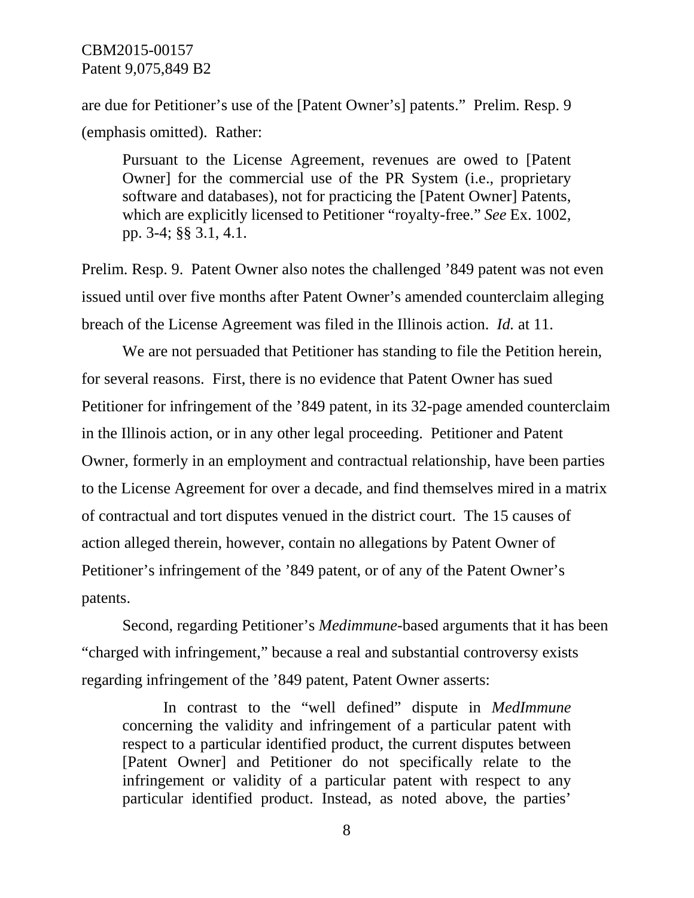are due for Petitioner's use of the [Patent Owner's] patents." Prelim. Resp. 9 (emphasis omitted). Rather:

> Pursuant to the License Agreement, revenues are owed to [Patent Owner] for the commercial use of the PR System (i.e., proprietary software and databases), not for practicing the [Patent Owner] Patents, which are explicitly licensed to Petitioner "royalty-free." *See* Ex. 1002, pp. 3-4; §§ 3.1, 4.1.

Prelim. Resp. 9. Patent Owner also notes the challenged '849 patent was not even issued until over five months after Patent Owner's amended counterclaim alleging breach of the License Agreement was filed in the Illinois action. *Id.* at 11.

We are not persuaded that Petitioner has standing to file the Petition herein, for several reasons. First, there is no evidence that Patent Owner has sued Petitioner for infringement of the '849 patent, in its 32-page amended counterclaim in the Illinois action, or in any other legal proceeding. Petitioner and Patent Owner, formerly in an employment and contractual relationship, have been parties to the License Agreement for over a decade, and find themselves mired in a matrix of contractual and tort disputes venued in the district court. The 15 causes of action alleged therein, however, contain no allegations by Patent Owner of Petitioner's infringement of the '849 patent, or of any of the Patent Owner's patents.

Second, regarding Petitioner's *Medimmune*-based arguments that it has been "charged with infringement," because a real and substantial controversy exists regarding infringement of the '849 patent, Patent Owner asserts:

> In contrast to the "well defined" dispute in *MedImmune* concerning the validity and infringement of a particular patent with respect to a particular identified product, the current disputes between [Patent Owner] and Petitioner do not specifically relate to the infringement or validity of a particular patent with respect to any particular identified product. Instead, as noted above, the parties'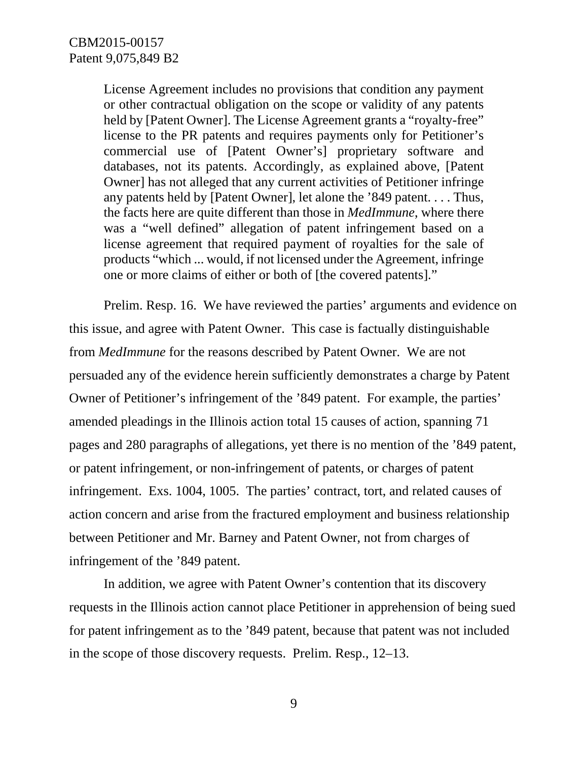> License Agreement includes no provisions that condition any payment or other contractual obligation on the scope or validity of any patents held by [Patent Owner]. The License Agreement grants a "royalty-free" license to the PR patents and requires payments only for Petitioner's commercial use of [Patent Owner's] proprietary software and databases, not its patents. Accordingly, as explained above, [Patent Owner] has not alleged that any current activities of Petitioner infringe any patents held by [Patent Owner], let alone the '849 patent. . . . Thus, the facts here are quite different than those in *MedImmune*, where there was a "well defined" allegation of patent infringement based on a license agreement that required payment of royalties for the sale of products "which ... would, if not licensed under the Agreement, infringe one or more claims of either or both of [the covered patents]."

Prelim. Resp. 16. We have reviewed the parties' arguments and evidence on this issue, and agree with Patent Owner. This case is factually distinguishable from *MedImmune* for the reasons described by Patent Owner. We are not persuaded any of the evidence herein sufficiently demonstrates a charge by Patent Owner of Petitioner's infringement of the '849 patent. For example, the parties' amended pleadings in the Illinois action total 15 causes of action, spanning 71 pages and 280 paragraphs of allegations, yet there is no mention of the '849 patent, or patent infringement, or non-infringement of patents, or charges of patent infringement. Exs. 1004, 1005. The parties' contract, tort, and related causes of action concern and arise from the fractured employment and business relationship between Petitioner and Mr. Barney and Patent Owner, not from charges of infringement of the '849 patent.

In addition, we agree with Patent Owner's contention that its discovery requests in the Illinois action cannot place Petitioner in apprehension of being sued for patent infringement as to the '849 patent, because that patent was not included in the scope of those discovery requests. Prelim. Resp., 12–13.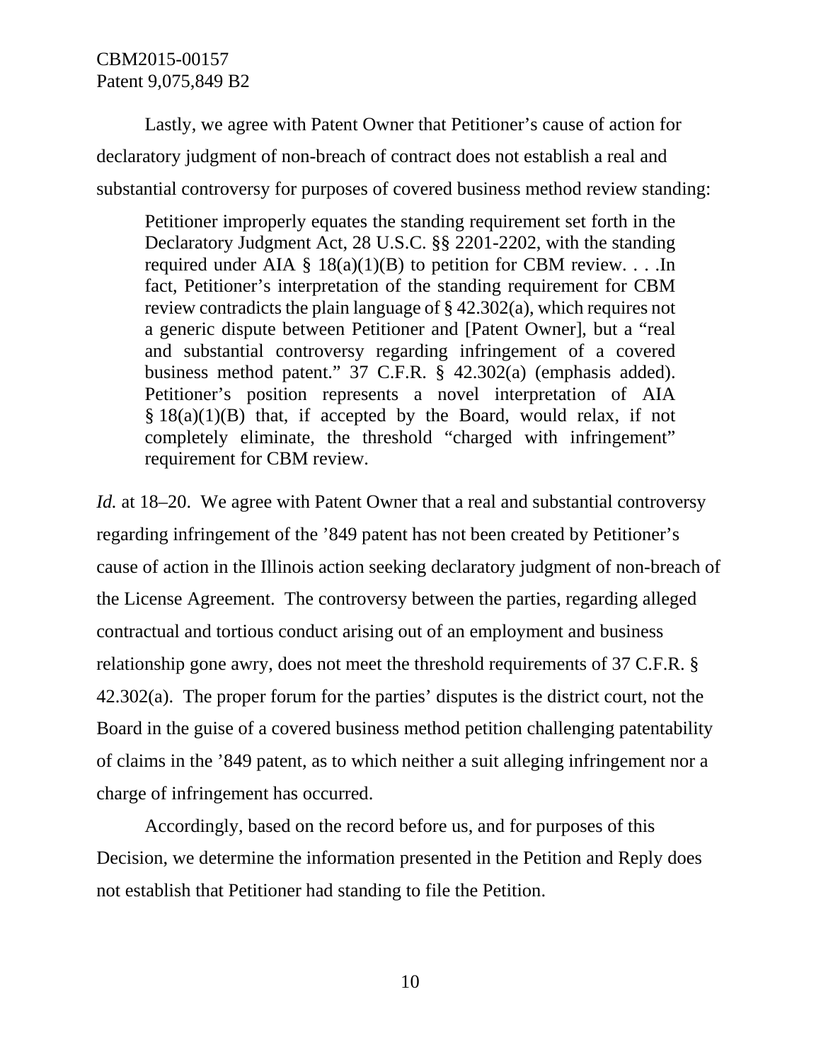Lastly, we agree with Patent Owner that Petitioner's cause of action for declaratory judgment of non-breach of contract does not establish a real and substantial controversy for purposes of covered business method review standing:

> Petitioner improperly equates the standing requirement set forth in the Declaratory Judgment Act, 28 U.S.C. §§ 2201-2202, with the standing required under AIA § 18(a)(1)(B) to petition for CBM review. . . .In fact, Petitioner's interpretation of the standing requirement for CBM review contradicts the plain language of § 42.302(a), which requires not a generic dispute between Petitioner and [Patent Owner], but a "real and substantial controversy regarding infringement of a covered business method patent." 37 C.F.R. § 42.302(a) (emphasis added). Petitioner's position represents a novel interpretation of AIA § 18(a)(1)(B) that, if accepted by the Board, would relax, if not completely eliminate, the threshold "charged with infringement" requirement for CBM review.

*Id.* at 18–20. We agree with Patent Owner that a real and substantial controversy regarding infringement of the '849 patent has not been created by Petitioner's cause of action in the Illinois action seeking declaratory judgment of non-breach of the License Agreement. The controversy between the parties, regarding alleged contractual and tortious conduct arising out of an employment and business relationship gone awry, does not meet the threshold requirements of 37 C.F.R. § 42.302(a). The proper forum for the parties' disputes is the district court, not the Board in the guise of a covered business method petition challenging patentability of claims in the '849 patent, as to which neither a suit alleging infringement nor a charge of infringement has occurred.

Accordingly, based on the record before us, and for purposes of this Decision, we determine the information presented in the Petition and Reply does not establish that Petitioner had standing to file the Petition.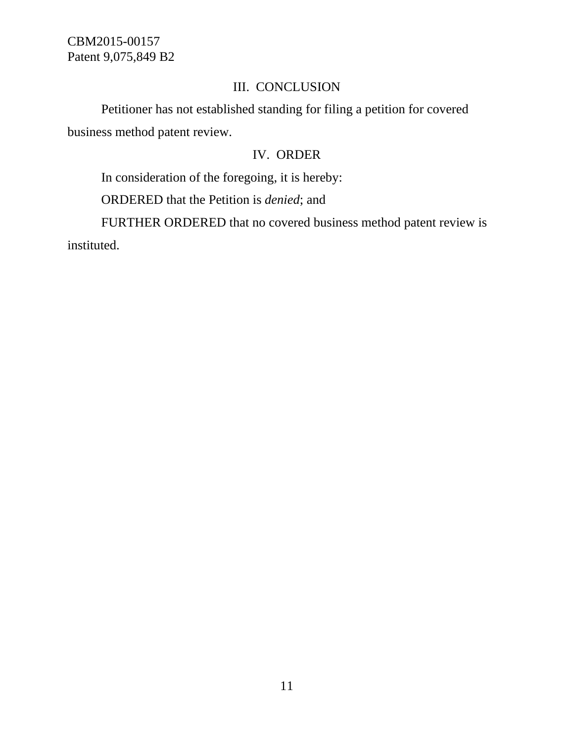## III. CONCLUSION

Petitioner has not established standing for filing a petition for covered business method patent review.

## IV. ORDER

In consideration of the foregoing, it is hereby:

ORDERED that the Petition is *denied*; and

FURTHER ORDERED that no covered business method patent review is instituted.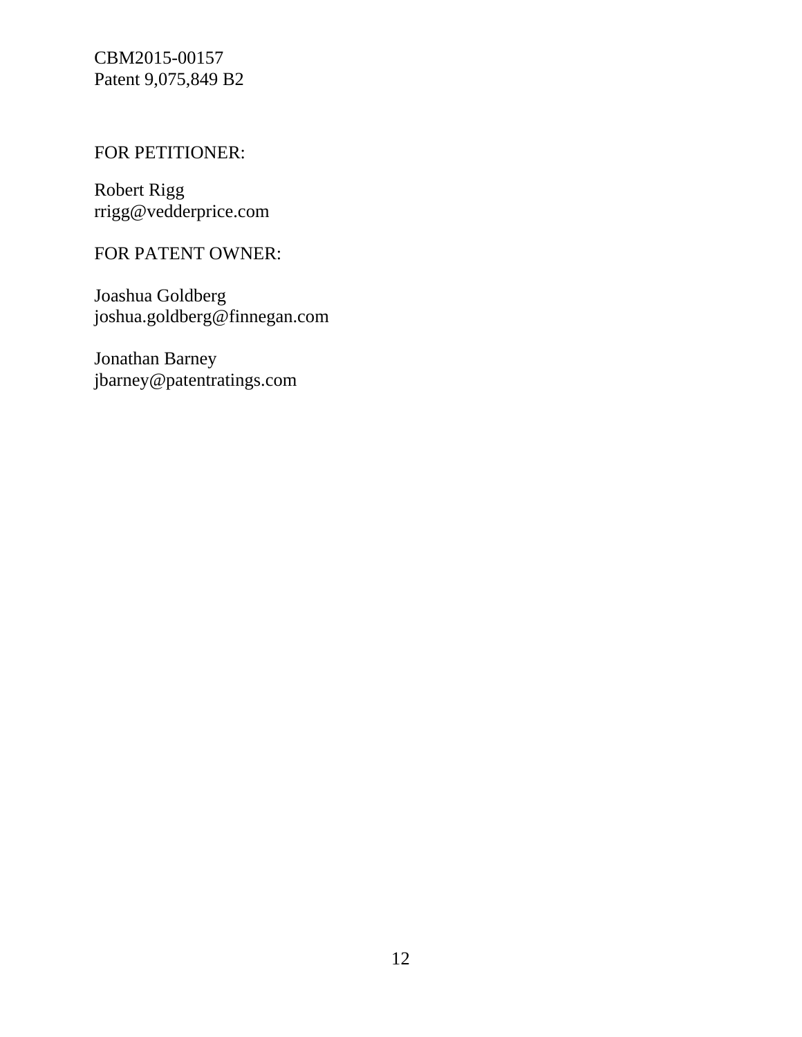FOR PETITIONER:

Robert Rigg
rrigg@vedderprice.com

FOR PATENT OWNER:

Joashua Goldberg
joshua.goldberg@finnegan.com

Jonathan Barney
jbarney@patentratings.com